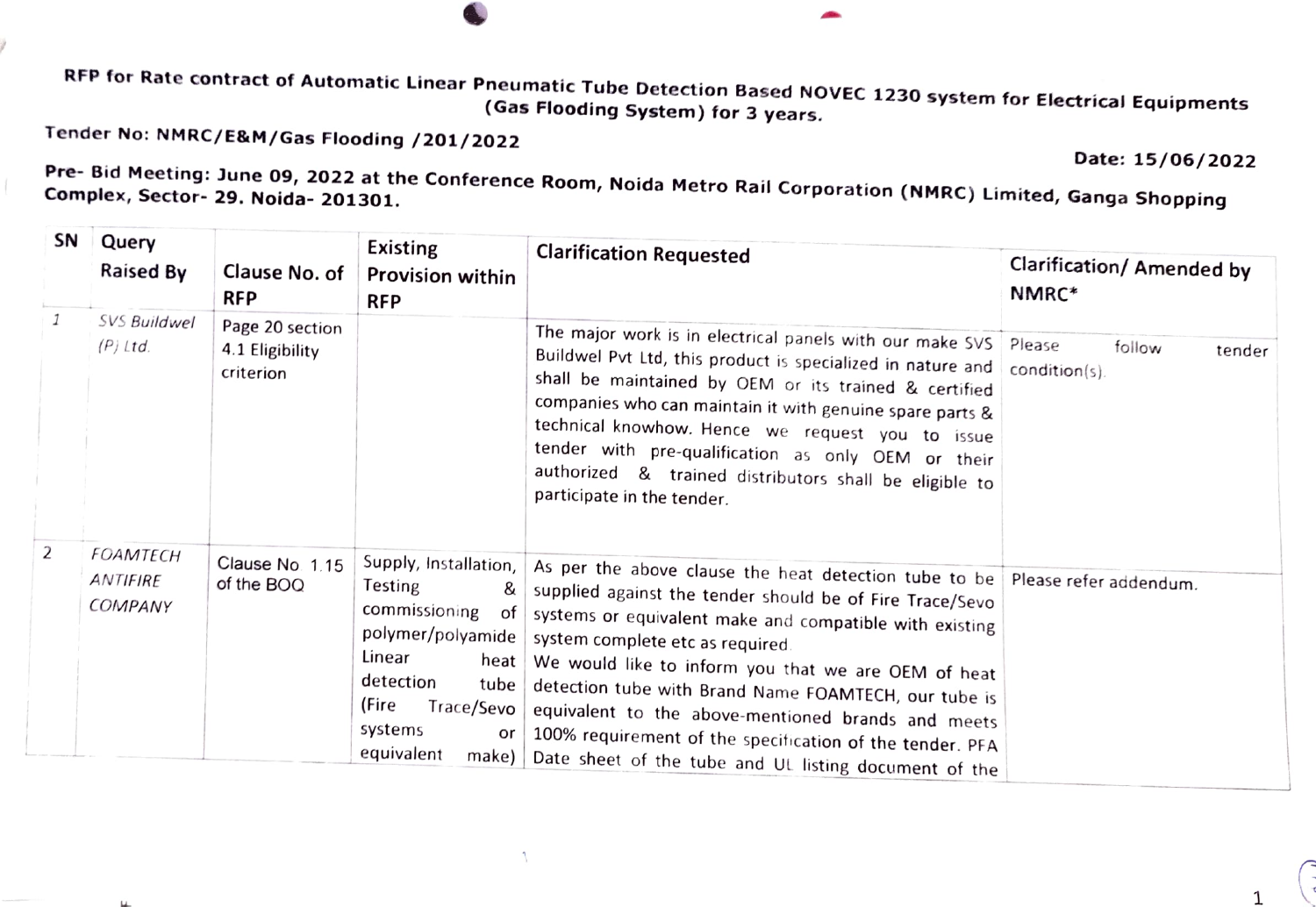**RFP for Rate contract of Automatic Linear Pneumatic Tube Detection Based NOVEC 1230 system for Electrical Equipments (Gas Flooding System) for 3 years.**

**Tender No: NMRC/E&M/Gas Flooding /201/2022**

**Date: 15/06/2022**

**Pre- Bid Meeting: June 09, 2022 at the Conference Room, Noida Metro Rail Corporation (NMRC) Limited, Ganga Shopping Complex, Sector- 29. Noida- 201301.**

| SN | Query Raised By | Clause No. of RFP | Existing Provision within RFP | Clarification Requested | Clarification/ Amended by NMRC* |
|---|---|---|---|---|---|
| 1 | SVS Buildwel (P) Ltd. | Page 20 section 4.1 Eligibility criterion | | The major work is in electrical panels with our make SVS Buildwel Pvt Ltd, this product is specialized in nature and shall be maintained by OEM or its trained & certified companies who can maintain it with genuine spare parts & technical knowhow. Hence we request you to issue tender with pre-qualification as only OEM or their authorized & trained distributors shall be eligible to participate in the tender. | Please follow tender condition(s). |
| 2 | FOAMTECH ANTIFIRE COMPANY | Clause No 1.15 of the BOQ | Supply, Installation, Testing & commissioning of polymer/polyamide Linear heat detection tube (Fire Trace/Sevo systems or equivalent make) | As per the above clause the heat detection tube to be supplied against the tender should be of Fire Trace/Sevo systems or equivalent make and compatible with existing system complete etc as required. We would like to inform you that we are OEM of heat detection tube with Brand Name FOAMTECH, our tube is equivalent to the above-mentioned brands and meets 100% requirement of the specification of the tender. PFA Date sheet of the tube and UL listing document of the | Please refer addendum. |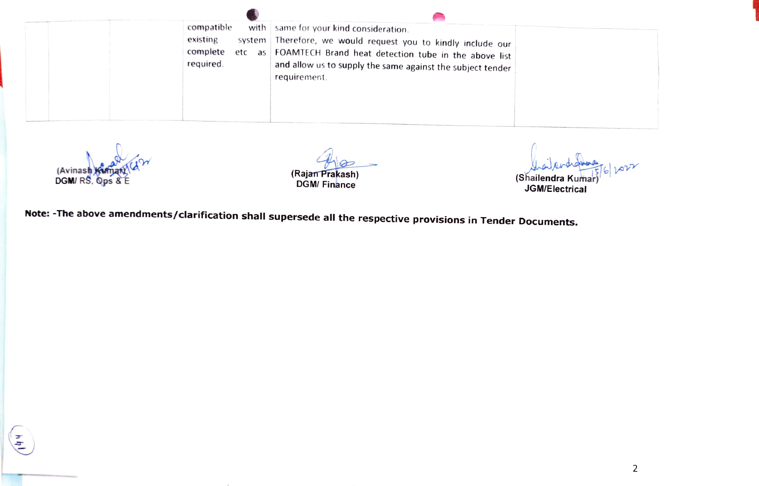| | | | | | |
|---|---|---|---|---|---|
| | | | compatible with existing system complete etc as required. | same for your kind consideration. Therefore, we would request you to kindly include our FOAMTECH Brand heat detection tube in the above list and allow us to supply the same against the subject tender requirement. | |

(Avinash Kumar)
DGM/ RS, Ops & E

(Rajan Prakash)
DGM/ Finance

(Shailendra Kumar) 15/6/2022
JGM/Electrical

**Note: -The above amendments/clarification shall supersede all the respective provisions in Tender Documents.**